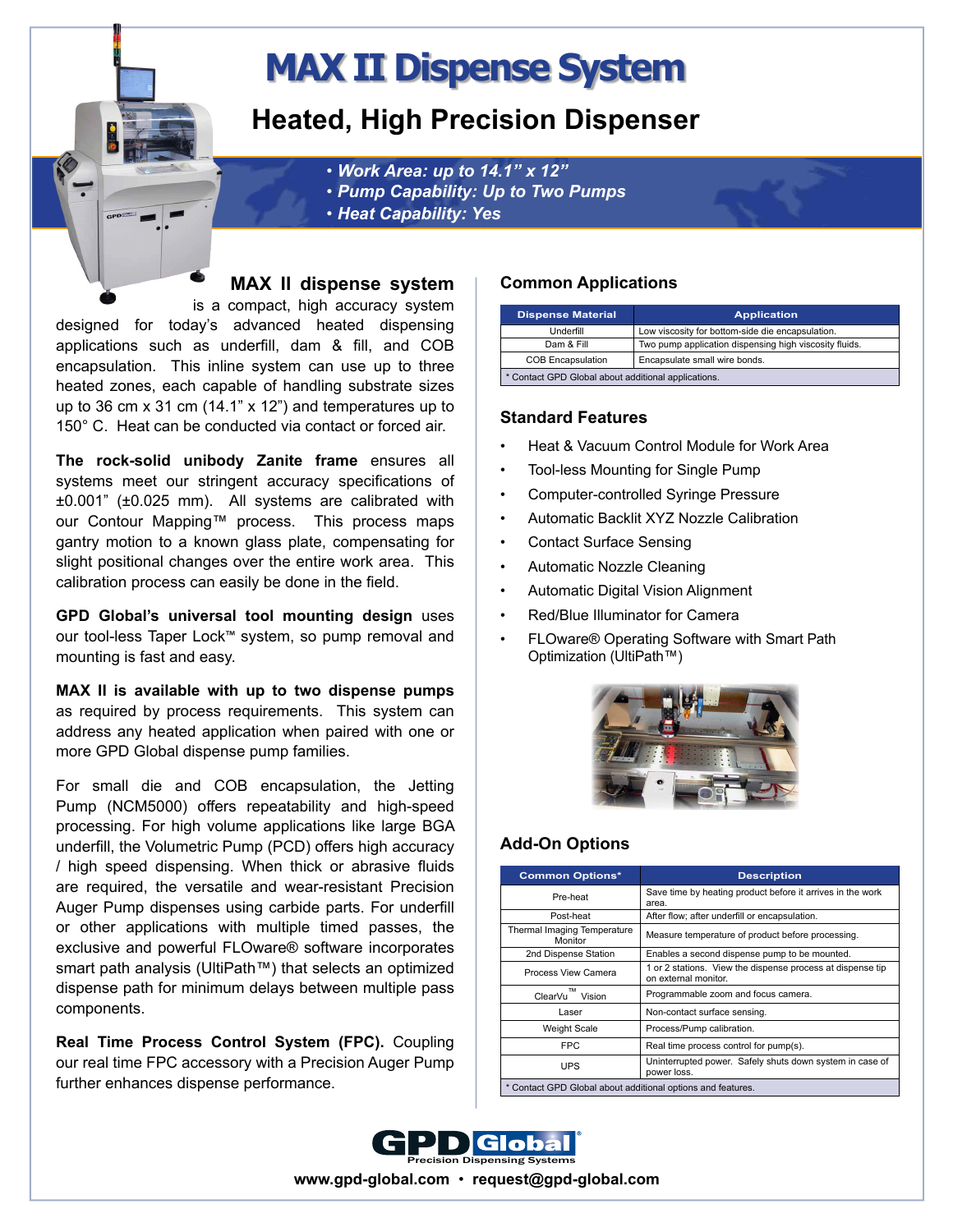# MAX II Dispense System

## Heated, High Precision Dispenser

- *Work Area: up to 14.1" x 12"*
- *Pump Capability: Up to Two Pumps*
- *Heat Capability: Yes*

**MAX II dispense system** is a compact, high accuracy system designed for today's advanced heated dispensing applications such as underfill, dam & fill, and COB encapsulation. This inline system can use up to three heated zones, each capable of handling substrate sizes up to 36 cm x 31 cm (14.1" x 12") and temperatures up to 150° C. Heat can be conducted via contact or forced air.

**The rock-solid unibody Zanite frame** ensures all systems meet our stringent accuracy specifications of ±0.001" (±0.025 mm). All systems are calibrated with our Contour Mapping™ process. This process maps gantry motion to a known glass plate, compensating for slight positional changes over the entire work area. This calibration process can easily be done in the field.

**GPD Global's universal tool mounting design** uses our tool-less Taper Lock™ system, so pump removal and mounting is fast and easy.

**MAX II is available with up to two dispense pumps** as required by process requirements. This system can address any heated application when paired with one or more GPD Global dispense pump families.

For small die and COB encapsulation, the Jetting Pump (NCM5000) offers repeatability and high-speed processing. For high volume applications like large BGA underfill, the Volumetric Pump (PCD) offers high accuracy / high speed dispensing. When thick or abrasive fluids are required, the versatile and wear-resistant Precision Auger Pump dispenses using carbide parts. For underfill or other applications with multiple timed passes, the exclusive and powerful FLOware® software incorporates smart path analysis (UltiPath™) that selects an optimized dispense path for minimum delays between multiple pass components.

**Real Time Process Control System (FPC).** Coupling our real time FPC accessory with a Precision Auger Pump further enhances dispense performance.

### Common Applications

| Dispense Material | Application |
|---|---|
| Underfill | Low viscosity for bottom-side die encapsulation. |
| Dam & Fill | Two pump application dispensing high viscosity fluids. |
| COB Encapsulation | Encapsulate small wire bonds. |
| * Contact GPD Global about additional applications. | |

### Standard Features

- Heat & Vacuum Control Module for Work Area
- Tool-less Mounting for Single Pump
- Computer-controlled Syringe Pressure
- Automatic Backlit XYZ Nozzle Calibration
- Contact Surface Sensing
- Automatic Nozzle Cleaning
- Automatic Digital Vision Alignment
- Red/Blue Illuminator for Camera
- FLOware® Operating Software with Smart Path Optimization (UltiPath™)

### Add-On Options

| Common Options* | Description |
|---|---|
| Pre-heat | Save time by heating product before it arrives in the work area. |
| Post-heat | After flow; after underfill or encapsulation. |
| Thermal Imaging Temperature Monitor | Measure temperature of product before processing. |
| 2nd Dispense Station | Enables a second dispense pump to be mounted. |
| Process View Camera | 1 or 2 stations. View the dispense process at dispense tip on external monitor. |
| ClearVu™ Vision | Programmable zoom and focus camera. |
| Laser | Non-contact surface sensing. |
| Weight Scale | Process/Pump calibration. |
| FPC | Real time process control for pump(s). |
| UPS | Uninterrupted power. Safely shuts down system in case of power loss. |
| * Contact GPD Global about additional options and features. | |

GPD Global® Precision Dispensing Systems

www.gpd-global.com • request@gpd-global.com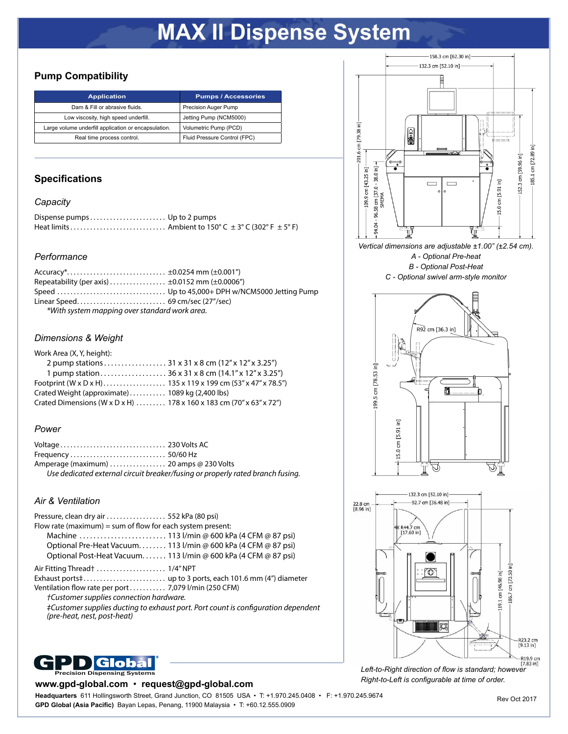# MAX II Dispense System

## Pump Compatibility

| Application | Pumps / Accessories |
|---|---|
| Dam & Fill or abrasive fluids. | Precision Auger Pump |
| Low viscosity, high speed underfill. | Jetting Pump (NCM5000) |
| Large volume underfill application or encapsulation. | Volumetric Pump (PCD) |
| Real time process control. | Fluid Pressure Control (FPC) |

## Specifications

### *Capacity*

Dispense pumps....................... Up to 2 pumps
Heat limits............................. Ambient to 150° C ± 3° C (302° F ± 5° F)

### *Performance*

Accuracy*.............................. ±0.0254 mm (±0.001")
Repeatability (per axis)................. ±0.0152 mm (±0.0006")
Speed ................................. Up to 45,000+ DPH w/NCM5000 Jetting Pump
Linear Speed........................... 69 cm/sec (27"/sec)
*\*With system mapping over standard work area.*

### *Dimensions & Weight*

Work Area (X, Y, height):
2 pump stations.................. 31 x 31 x 8 cm (12" x 12" x 3.25")
1 pump station................... 36 x 31 x 8 cm (14.1" x 12" x 3.25")
Footprint (W x D x H).................. 135 x 119 x 199 cm (53" x 47" x 78.5")
Crated Weight (approximate)........... 1089 kg (2,400 lbs)
Crated Dimensions (W x D x H) ......... 178 x 160 x 183 cm (70" x 63" x 72")

### *Power*

Voltage................................ 230 Volts AC
Frequency............................. 50/60 Hz
Amperage (maximum) ................. 20 amps @ 230 Volts
*Use dedicated external circuit breaker/fusing or properly rated branch fusing.*

### *Air & Ventilation*

Pressure, clean dry air.................. 552 kPa (80 psi)
Flow rate (maximum) = sum of flow for each system present:
Machine ......................... 113 l/min @ 600 kPa (4 CFM @ 87 psi)
Optional Pre-Heat Vacuum........ 113 l/min @ 600 kPa (4 CFM @ 87 psi)
Optional Post-Heat Vacuum....... 113 l/min @ 600 kPa (4 CFM @ 87 psi)

Air Fitting Thread† ..................... 1/4" NPT
Exhaust ports‡......................... up to 3 ports, each 101.6 mm (4") diameter
Ventilation flow rate per port........... 7,079 l/min (250 CFM)
*†Customer supplies connection hardware.*
*‡Customer supplies ducting to exhaust port. Port count is configuration dependent (pre-heat, nest, post-heat)*

158.3 cm [62.30 in]
132.3 cm [52.10 in]
201.6 cm [79.38 in]
109.9 cm [43.25 in]
94.04 - 96.58 cm [37.0 - 38.0 in] SMEMA
15.0 cm [5.91 in]
152.3 cm [59.96 in]
185.1 cm [72.89 in]

*Vertical dimensions are adjustable ±1.00" (±2.54 cm).*
*A - Optional Pre-heat*
*B - Optional Post-Heat*
*C - Optional swivel arm-style monitor*

R92 cm [36.3 in]
199.5 cm [78.53 in]
15.0 cm [5.91 in]

22.8 cm [8.96 in]
132.3 cm [52.10 in]
92.7 cm [36.48 in]
4X R44.7 cm [17.60 in]
119.1 cm [46.90 in]
186.7 cm [73.50 in]
R23.2 cm [9.13 in]
R19.9 cm [7.83 in]

*Left-to-Right direction of flow is standard; however Right-to-Left is configurable at time of order.*

GPD Global® Precision Dispensing Systems

**www.gpd-global.com • request@gpd-global.com**

**Headquarters** 611 Hollingsworth Street, Grand Junction, CO 81505 USA • T: +1.970.245.0408 • F: +1.970.245.9674
**GPD Global (Asia Pacific)** Bayan Lepas, Penang, 11900 Malaysia • T: +60.12.555.0909

Rev Oct 2017